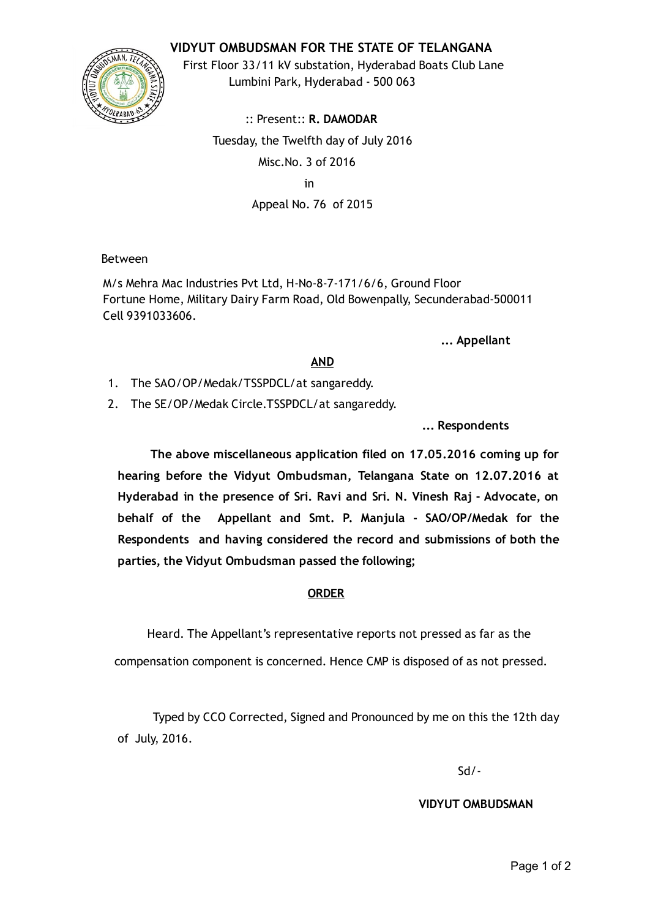# VIDYUT OMBUDSMAN FOR THE STATE OF TELANGANA

First Floor 33/11 kV substation, Hyderabad Boats Club Lane
Lumbini Park, Hyderabad - 500 063

:: Present:: **R. DAMODAR**

Tuesday, the Twelfth day of July 2016

Misc.No. 3 of 2016

in

Appeal No. 76 of 2015

Between

M/s Mehra Mac Industries Pvt Ltd, H-No-8-7-171/6/6, Ground Floor
Fortune Home, Military Dairy Farm Road, Old Bowenpally, Secunderabad-500011
Cell 9391033606.

**... Appellant**

**AND**

1. The SAO/OP/Medak/TSSPDCL/at sangareddy.
2. The SE/OP/Medak Circle.TSSPDCL/at sangareddy.

**... Respondents**

**The above miscellaneous application filed on 17.05.2016 coming up for hearing before the Vidyut Ombudsman, Telangana State on 12.07.2016 at Hyderabad in the presence of Sri. Ravi and Sri. N. Vinesh Raj - Advocate, on behalf of the Appellant and Smt. P. Manjula - SAO/OP/Medak for the Respondents and having considered the record and submissions of both the parties, the Vidyut Ombudsman passed the following;**

**ORDER**

Heard. The Appellant's representative reports not pressed as far as the compensation component is concerned. Hence CMP is disposed of as not pressed.

Typed by CCO Corrected, Signed and Pronounced by me on this the 12th day of July, 2016.

Sd/-

**VIDYUT OMBUDSMAN**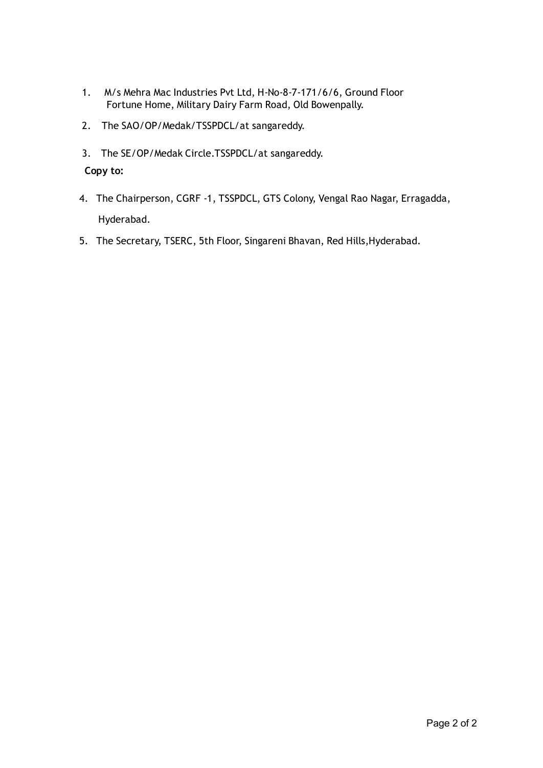1. M/s Mehra Mac Industries Pvt Ltd, H-No-8-7-171/6/6, Ground Floor Fortune Home, Military Dairy Farm Road, Old Bowenpally.
2. The SAO/OP/Medak/TSSPDCL/at sangareddy.
3. The SE/OP/Medak Circle.TSSPDCL/at sangareddy.

**Copy to:**

4. The Chairperson, CGRF -1, TSSPDCL, GTS Colony, Vengal Rao Nagar, Erragadda, Hyderabad.
5. The Secretary, TSERC, 5th Floor, Singareni Bhavan, Red Hills,Hyderabad.